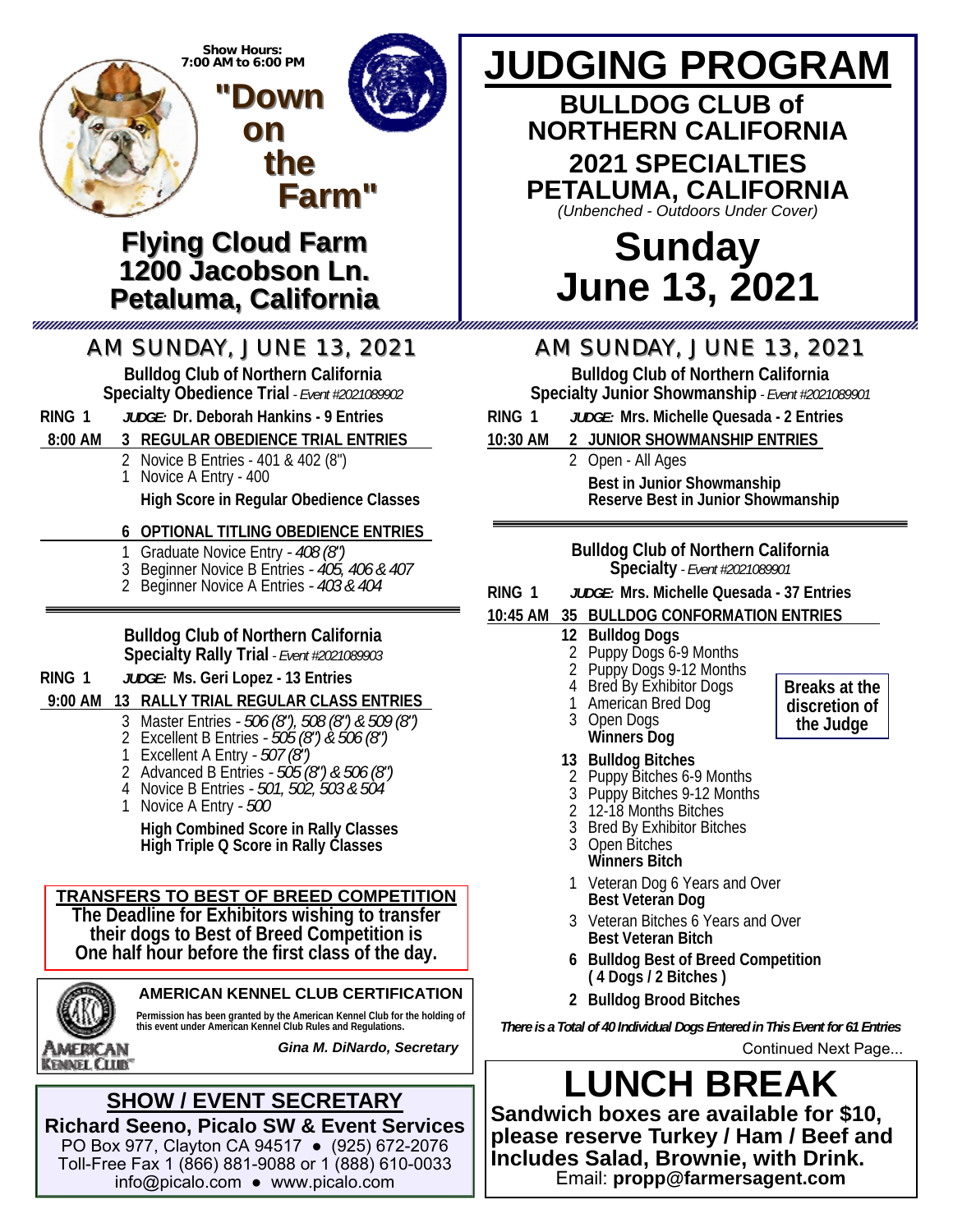Show Hours:
7:00 AM to 6:00 PM

# "Down on the Farm"

## Flying Cloud Farm
## 1200 Jacobson Ln.
## Petaluma, California

# JUDGING PROGRAM

## BULLDOG CLUB of NORTHERN CALIFORNIA
## 2021 SPECIALTIES
## PETALUMA, CALIFORNIA

*(Unbenched - Outdoors Under Cover)*

# Sunday
# June 13, 2021

## AM SUNDAY, JUNE 13, 2021

**Bulldog Club of Northern California**
**Specialty Obedience Trial** - *Event #2021089902*

**RING 1** ***JUDGE:*** **Dr. Deborah Hankins - 9 Entries**

**8:00 AM 3 REGULAR OBEDIENCE TRIAL ENTRIES**

- 2 Novice B Entries - 401 & 402 (8")
- 1 Novice A Entry - 400

**High Score in Regular Obedience Classes**

**6 OPTIONAL TITLING OBEDIENCE ENTRIES**

- 1 Graduate Novice Entry - *408 (8")*
- 3 Beginner Novice B Entries - *405, 406 & 407*
- 2 Beginner Novice A Entries - *403 & 404*

**Bulldog Club of Northern California**
**Specialty Rally Trial** - *Event #2021089903*

**RING 1** ***JUDGE:*** **Ms. Geri Lopez - 13 Entries**

**9:00 AM 13 RALLY TRIAL REGULAR CLASS ENTRIES**

- 3 Master Entries - *506 (8"), 508 (8") & 509 (8")*
- 2 Excellent B Entries - *505 (8") & 506 (8")*
- 1 Excellent A Entry - *507 (8")*
- 2 Advanced B Entries - *505 (8") & 506 (8")*
- 4 Novice B Entries - *501, 502, 503 & 504*
- 1 Novice A Entry - *500*

**High Combined Score in Rally Classes**
**High Triple Q Score in Rally Classes**

**TRANSFERS TO BEST OF BREED COMPETITION**
**The Deadline for Exhibitors wishing to transfer their dogs to Best of Breed Competition is One half hour before the first class of the day.**

**AMERICAN KENNEL CLUB CERTIFICATION**

**Permission has been granted by the American Kennel Club for the holding of this event under American Kennel Club Rules and Regulations.**

***Gina M. DiNardo, Secretary***

**SHOW / EVENT SECRETARY**
**Richard Seeno, Picalo SW & Event Services**
PO Box 977, Clayton CA 94517 ● (925) 672-2076
Toll-Free Fax 1 (866) 881-9088 or 1 (888) 610-0033
info@picalo.com ● www.picalo.com

## AM SUNDAY, JUNE 13, 2021

**Bulldog Club of Northern California**
**Specialty Junior Showmanship** - *Event #2021089901*

**RING 1** ***JUDGE:*** **Mrs. Michelle Quesada - 2 Entries**

**10:30 AM 2 JUNIOR SHOWMANSHIP ENTRIES**

- 2 Open - All Ages

**Best in Junior Showmanship**
**Reserve Best in Junior Showmanship**

**Bulldog Club of Northern California**
**Specialty** - *Event #2021089901*

**RING 1** ***JUDGE:*** **Mrs. Michelle Quesada - 37 Entries**

**10:45 AM 35 BULLDOG CONFORMATION ENTRIES**

**12 Bulldog Dogs**
- 2 Puppy Dogs 6-9 Months
- 2 Puppy Dogs 9-12 Months
- 4 Bred By Exhibitor Dogs
- 1 American Bred Dog
- 3 Open Dogs

**Winners Dog**

**Breaks at the discretion of the Judge**

**13 Bulldog Bitches**
- 2 Puppy Bitches 6-9 Months
- 3 Puppy Bitches 9-12 Months
- 2 12-18 Months Bitches
- 3 Bred By Exhibitor Bitches
- 3 Open Bitches

**Winners Bitch**

- 1 Veteran Dog 6 Years and Over

**Best Veteran Dog**

- 3 Veteran Bitches 6 Years and Over

**Best Veteran Bitch**

**6 Bulldog Best of Breed Competition ( 4 Dogs / 2 Bitches )**

**2 Bulldog Brood Bitches**

***There is a Total of 40 Individual Dogs Entered in This Event for 61 Entries***

Continued Next Page...

# LUNCH BREAK

**Sandwich boxes are available for $10, please reserve Turkey / Ham / Beef and Includes Salad, Brownie, with Drink.**
Email: **propp@farmersagent.com**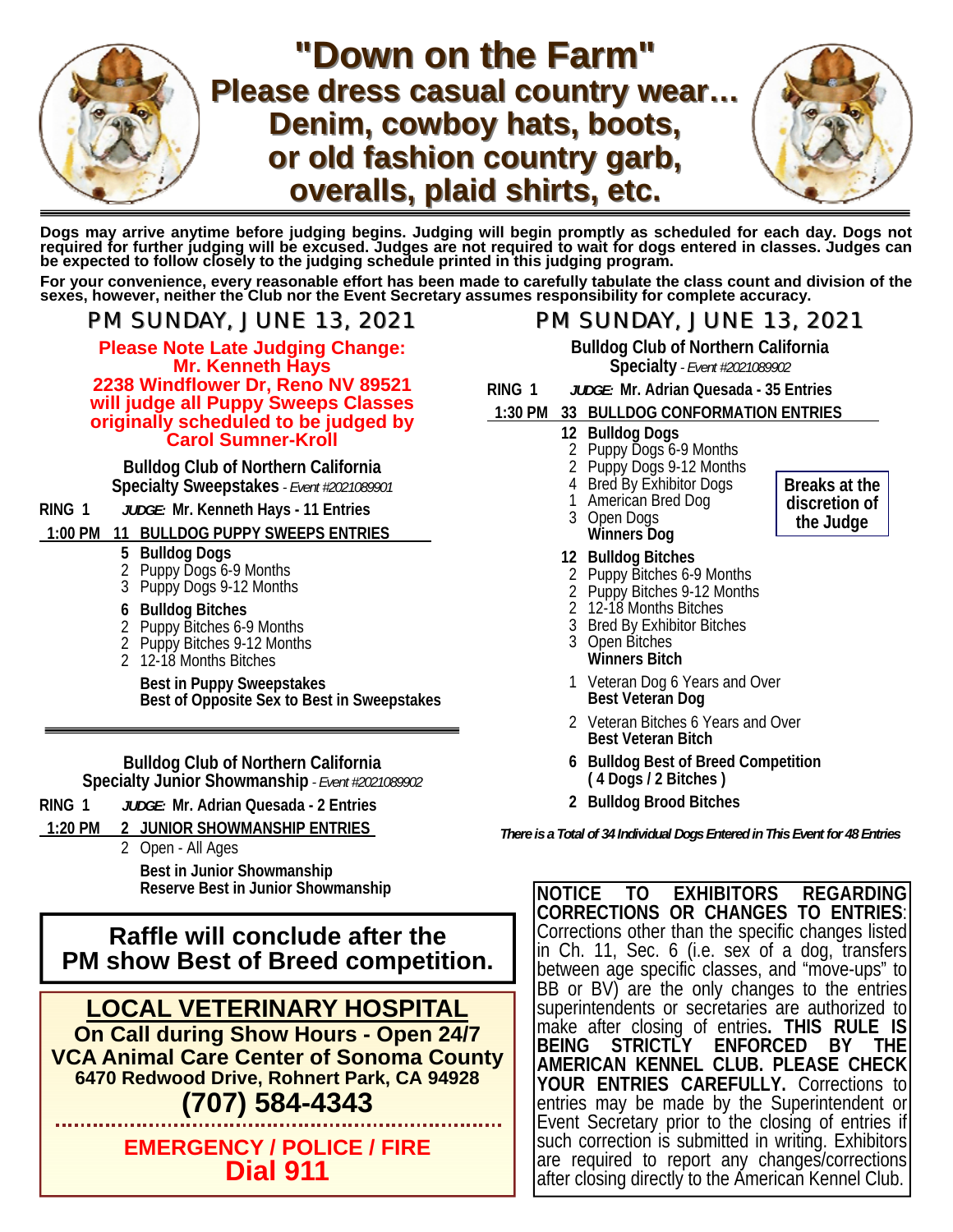# "Down on the Farm"

## Please dress casual country wear... Denim, cowboy hats, boots, or old fashion country garb, overalls, plaid shirts, etc.

**Dogs may arrive anytime before judging begins. Judging will begin promptly as scheduled for each day. Dogs not required for further judging will be excused. Judges are not required to wait for dogs entered in classes. Judges can be expected to follow closely to the judging schedule printed in this judging program.**

**For your convenience, every reasonable effort has been made to carefully tabulate the class count and division of the sexes, however, neither the Club nor the Event Secretary assumes responsibility for complete accuracy.**

## PM SUNDAY, JUNE 13, 2021

**Please Note Late Judging Change: Mr. Kenneth Hays 2238 Windflower Dr, Reno NV 89521 will judge all Puppy Sweeps Classes originally scheduled to be judged by Carol Sumner-Kroll**

**Bulldog Club of Northern California Specialty Sweepstakes** - *Event #2021089901*

**RING 1** ***JUDGE:*** **Mr. Kenneth Hays - 11 Entries**

**1:00 PM 11 BULLDOG PUPPY SWEEPS ENTRIES**

**5 Bulldog Dogs**
- 2 Puppy Dogs 6-9 Months
- 3 Puppy Dogs 9-12 Months

**6 Bulldog Bitches**
- 2 Puppy Bitches 6-9 Months
- 2 Puppy Bitches 9-12 Months
- 2 12-18 Months Bitches

**Best in Puppy Sweepstakes**
**Best of Opposite Sex to Best in Sweepstakes**

**Bulldog Club of Northern California Specialty Junior Showmanship** - *Event #2021089902*

**RING 1** ***JUDGE:*** **Mr. Adrian Quesada - 2 Entries**

**1:20 PM 2 JUNIOR SHOWMANSHIP ENTRIES**
- 2 Open - All Ages

**Best in Junior Showmanship**
**Reserve Best in Junior Showmanship**

**Raffle will conclude after the PM show Best of Breed competition.**

**LOCAL VETERINARY HOSPITAL**
**On Call during Show Hours - Open 24/7**
**VCA Animal Care Center of Sonoma County**
**6470 Redwood Drive, Rohnert Park, CA 94928**
**(707) 584-4343**

**EMERGENCY / POLICE / FIRE**
**Dial 911**

## PM SUNDAY, JUNE 13, 2021

**Bulldog Club of Northern California Specialty** - *Event #2021089902*

**RING 1** ***JUDGE:*** **Mr. Adrian Quesada - 35 Entries**

**1:30 PM 33 BULLDOG CONFORMATION ENTRIES**

**Breaks at the discretion of the Judge**

**12 Bulldog Dogs**
- 2 Puppy Dogs 6-9 Months
- 2 Puppy Dogs 9-12 Months
- 4 Bred By Exhibitor Dogs
- 1 American Bred Dog
- 3 Open Dogs

**Winners Dog**

**12 Bulldog Bitches**
- 2 Puppy Bitches 6-9 Months
- 2 Puppy Bitches 9-12 Months
- 2 12-18 Months Bitches
- 3 Bred By Exhibitor Bitches
- 3 Open Bitches

**Winners Bitch**

1 Veteran Dog 6 Years and Over
**Best Veteran Dog**

2 Veteran Bitches 6 Years and Over
**Best Veteran Bitch**

**6 Bulldog Best of Breed Competition ( 4 Dogs / 2 Bitches )**

**2 Bulldog Brood Bitches**

***There is a Total of 34 Individual Dogs Entered in This Event for 48 Entries***

**NOTICE TO EXHIBITORS REGARDING CORRECTIONS OR CHANGES TO ENTRIES**: Corrections other than the specific changes listed in Ch. 11, Sec. 6 (i.e. sex of a dog, transfers between age specific classes, and "move-ups" to BB or BV) are the only changes to the entries superintendents or secretaries are authorized to make after closing of entries**. THIS RULE IS BEING STRICTLY ENFORCED BY THE AMERICAN KENNEL CLUB. PLEASE CHECK YOUR ENTRIES CAREFULLY.** Corrections to entries may be made by the Superintendent or Event Secretary prior to the closing of entries if such correction is submitted in writing. Exhibitors are required to report any changes/corrections after closing directly to the American Kennel Club.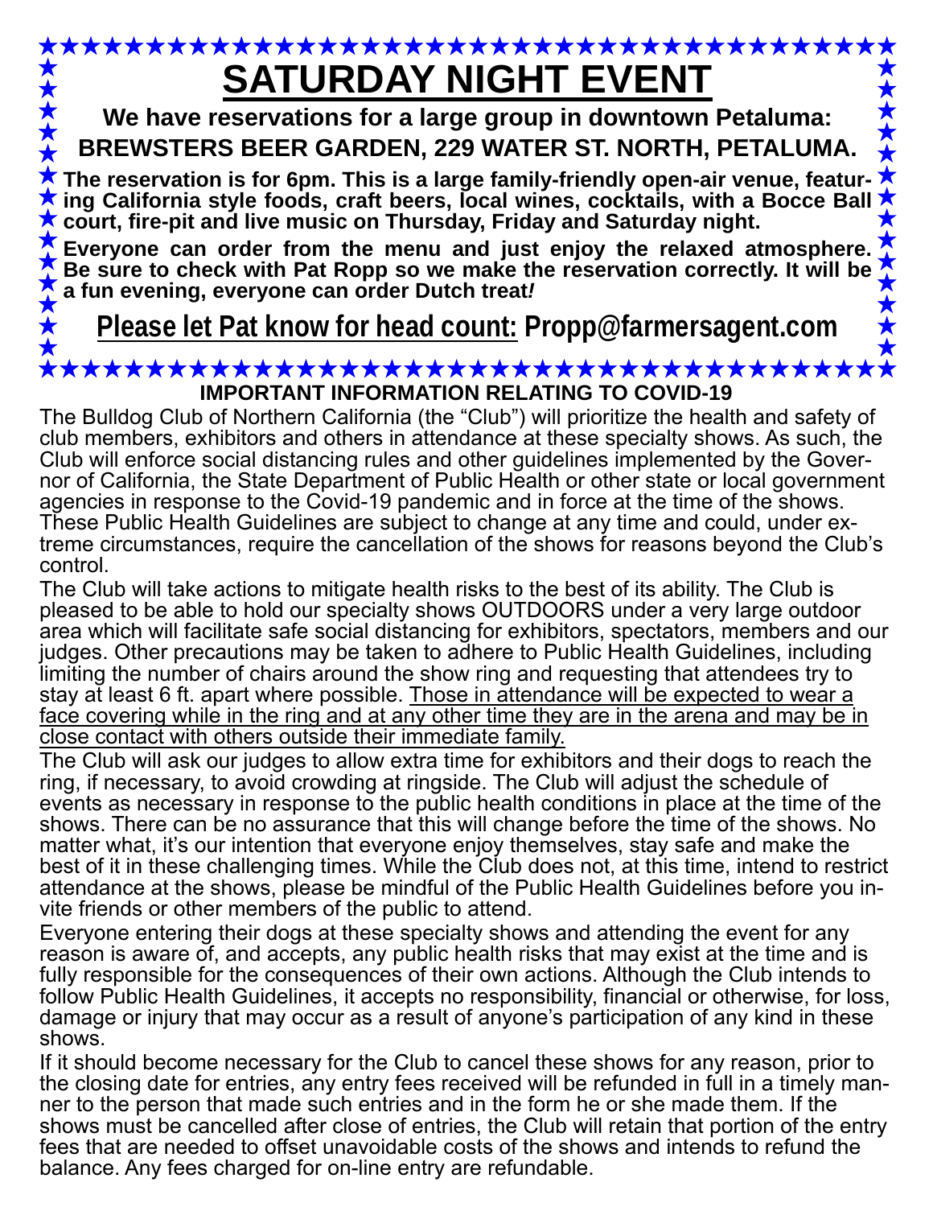# SATURDAY NIGHT EVENT

**We have reservations for a large group in downtown Petaluma:**

**BREWSTERS BEER GARDEN, 229 WATER ST. NORTH, PETALUMA.**

**The reservation is for 6pm. This is a large family-friendly open-air venue, featuring California style foods, craft beers, local wines, cocktails, with a Bocce Ball court, fire-pit and live music on Thursday, Friday and Saturday night.**

**Everyone can order from the menu and just enjoy the relaxed atmosphere. Be sure to check with Pat Ropp so we make the reservation correctly. It will be a fun evening, everyone can order Dutch treat*!***

**<u>Please let Pat know for head count:</u> Propp@farmersagent.com**

## IMPORTANT INFORMATION RELATING TO COVID-19

The Bulldog Club of Northern California (the "Club") will prioritize the health and safety of club members, exhibitors and others in attendance at these specialty shows. As such, the Club will enforce social distancing rules and other guidelines implemented by the Governor of California, the State Department of Public Health or other state or local government agencies in response to the Covid-19 pandemic and in force at the time of the shows. These Public Health Guidelines are subject to change at any time and could, under extreme circumstances, require the cancellation of the shows for reasons beyond the Club's control.

The Club will take actions to mitigate health risks to the best of its ability. The Club is pleased to be able to hold our specialty shows OUTDOORS under a very large outdoor area which will facilitate safe social distancing for exhibitors, spectators, members and our judges. Other precautions may be taken to adhere to Public Health Guidelines, including limiting the number of chairs around the show ring and requesting that attendees try to stay at least 6 ft. apart where possible. <u>Those in attendance will be expected to wear a face covering while in the ring and at any other time they are in the arena and may be in close contact with others outside their immediate family.</u>

The Club will ask our judges to allow extra time for exhibitors and their dogs to reach the ring, if necessary, to avoid crowding at ringside. The Club will adjust the schedule of events as necessary in response to the public health conditions in place at the time of the shows. There can be no assurance that this will change before the time of the shows. No matter what, it's our intention that everyone enjoy themselves, stay safe and make the best of it in these challenging times. While the Club does not, at this time, intend to restrict attendance at the shows, please be mindful of the Public Health Guidelines before you invite friends or other members of the public to attend.

Everyone entering their dogs at these specialty shows and attending the event for any reason is aware of, and accepts, any public health risks that may exist at the time and is fully responsible for the consequences of their own actions. Although the Club intends to follow Public Health Guidelines, it accepts no responsibility, financial or otherwise, for loss, damage or injury that may occur as a result of anyone's participation of any kind in these shows.

If it should become necessary for the Club to cancel these shows for any reason, prior to the closing date for entries, any entry fees received will be refunded in full in a timely manner to the person that made such entries and in the form he or she made them. If the shows must be cancelled after close of entries, the Club will retain that portion of the entry fees that are needed to offset unavoidable costs of the shows and intends to refund the balance. Any fees charged for on-line entry are refundable.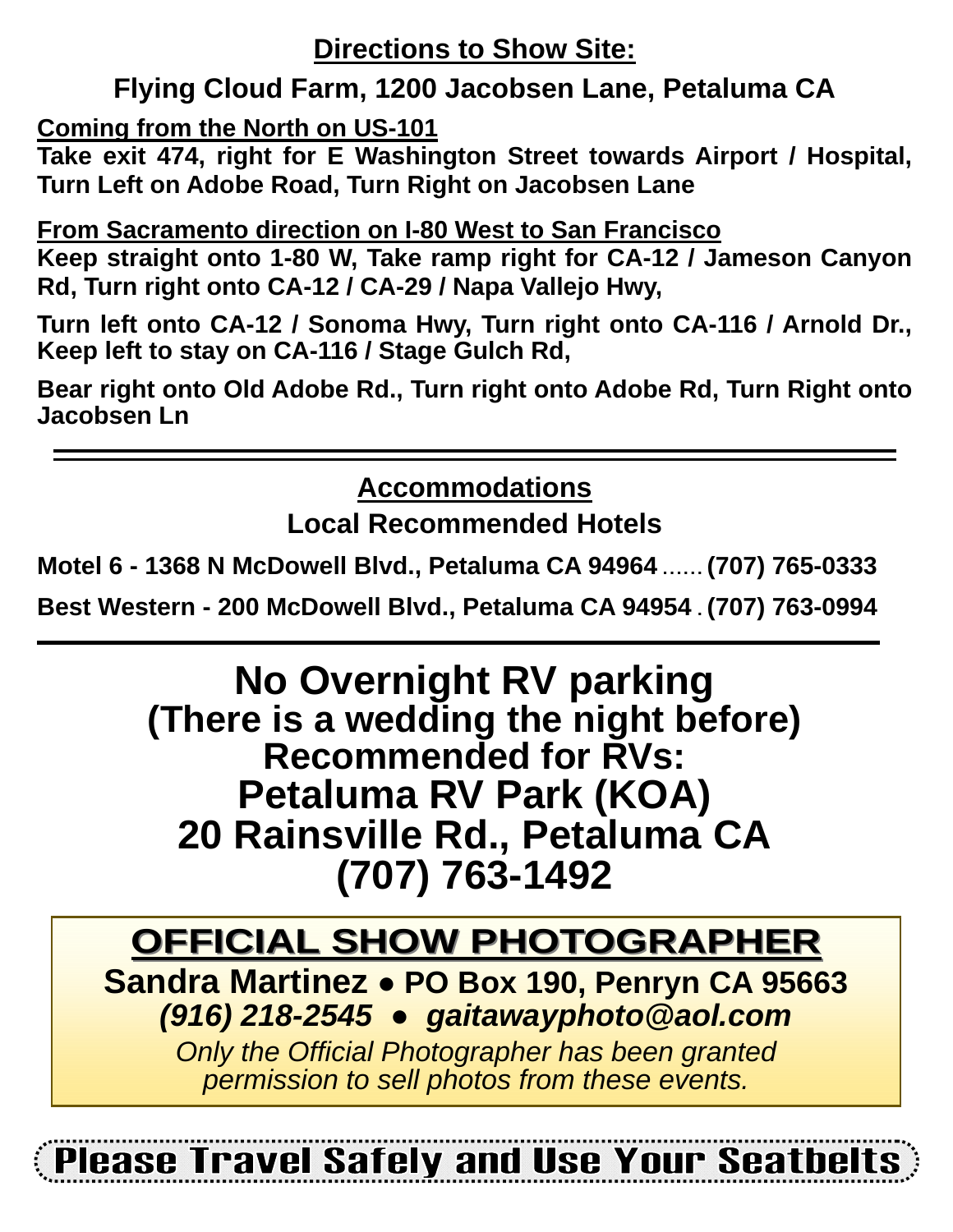## Directions to Show Site:

### Flying Cloud Farm, 1200 Jacobsen Lane, Petaluma CA

**Coming from the North on US-101**

**Take exit 474, right for E Washington Street towards Airport / Hospital, Turn Left on Adobe Road, Turn Right on Jacobsen Lane**

**From Sacramento direction on I-80 West to San Francisco**

**Keep straight onto 1-80 W, Take ramp right for CA-12 / Jameson Canyon Rd, Turn right onto CA-12 / CA-29 / Napa Vallejo Hwy,**

**Turn left onto CA-12 / Sonoma Hwy, Turn right onto CA-116 / Arnold Dr., Keep left to stay on CA-116 / Stage Gulch Rd,**

**Bear right onto Old Adobe Rd., Turn right onto Adobe Rd, Turn Right onto Jacobsen Ln**

---

## Accommodations

### Local Recommended Hotels

**Motel 6 - 1368 N McDowell Blvd., Petaluma CA 94964 ...... (707) 765-0333**

**Best Western - 200 McDowell Blvd., Petaluma CA 94954 . (707) 763-0994**

---

# No Overnight RV parking
# (There is a wedding the night before)
# Recommended for RVs:
# Petaluma RV Park (KOA)
# 20 Rainsville Rd., Petaluma CA
# (707) 763-1492

## OFFICIAL SHOW PHOTOGRAPHER

**Sandra Martinez • PO Box 190, Penryn CA 95663**

***(916) 218-2545 • gaitawayphoto@aol.com***

*Only the Official Photographer has been granted permission to sell photos from these events.*

**Please Travel Safely and Use Your Seatbelts**